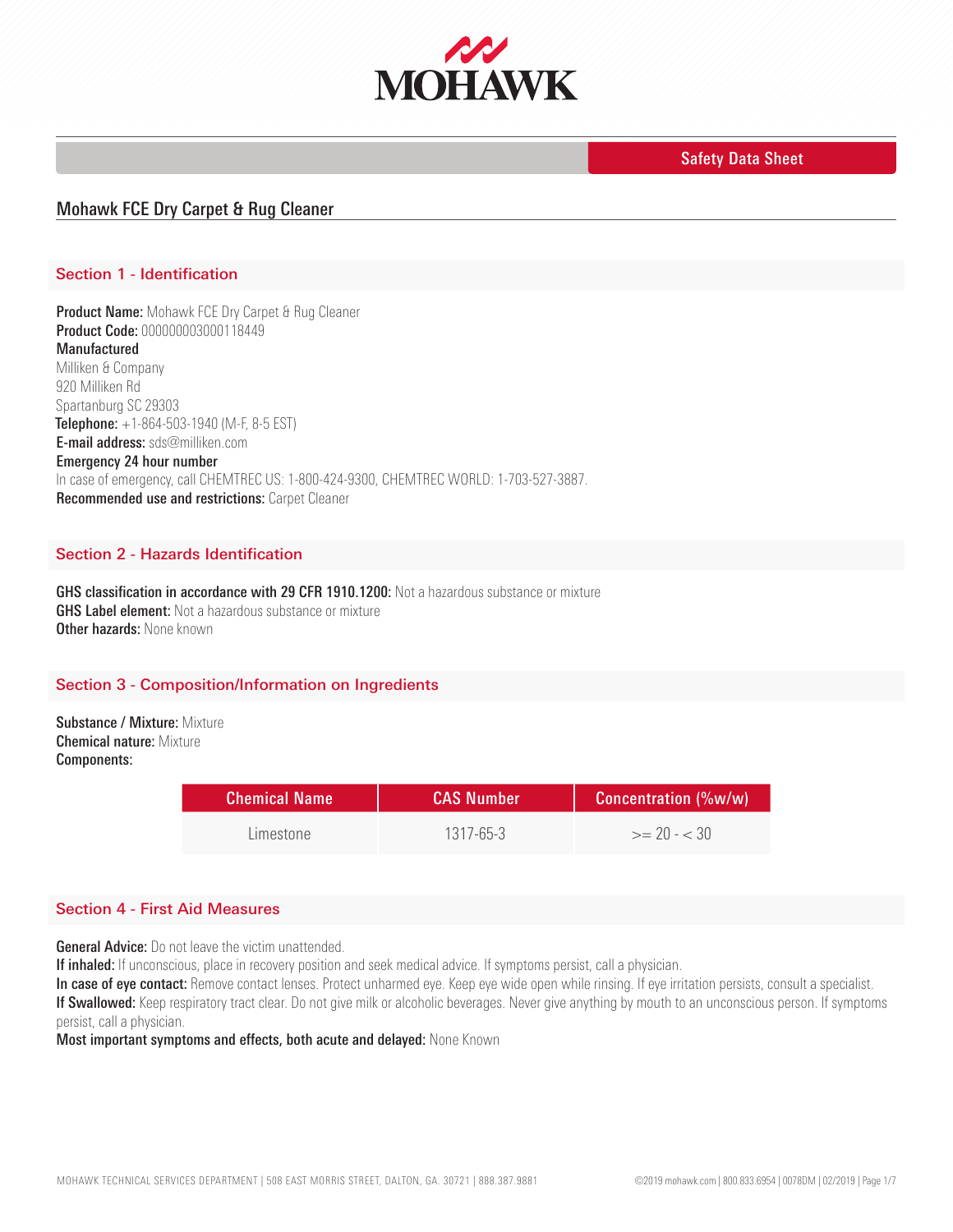Safety Data Sheet

# Mohawk FCE Dry Carpet & Rug Cleaner

## Section 1 - Identification

**Product Name:** Mohawk FCE Dry Carpet & Rug Cleaner
**Product Code:** 000000003000118449
**Manufactured**
Milliken & Company
920 Milliken Rd
Spartanburg SC 29303
**Telephone:** +1-864-503-1940 (M-F, 8-5 EST)
**E-mail address:** sds@milliken.com
**Emergency 24 hour number**
In case of emergency, call CHEMTREC US: 1-800-424-9300, CHEMTREC WORLD: 1-703-527-3887.
**Recommended use and restrictions:** Carpet Cleaner

## Section 2 - Hazards Identification

**GHS classification in accordance with 29 CFR 1910.1200:** Not a hazardous substance or mixture
**GHS Label element:** Not a hazardous substance or mixture
**Other hazards:** None known

## Section 3 - Composition/Information on Ingredients

**Substance / Mixture:** Mixture
**Chemical nature:** Mixture
**Components:**

| Chemical Name | CAS Number | Concentration (%w/w) |
|---|---|---|
| Limestone | 1317-65-3 | >= 20 - < 30 |

## Section 4 - First Aid Measures

**General Advice:** Do not leave the victim unattended.
**If inhaled:** If unconscious, place in recovery position and seek medical advice. If symptoms persist, call a physician.
**In case of eye contact:** Remove contact lenses. Protect unharmed eye. Keep eye wide open while rinsing. If eye irritation persists, consult a specialist.
**If Swallowed:** Keep respiratory tract clear. Do not give milk or alcoholic beverages. Never give anything by mouth to an unconscious person. If symptoms persist, call a physician.
**Most important symptoms and effects, both acute and delayed:** None Known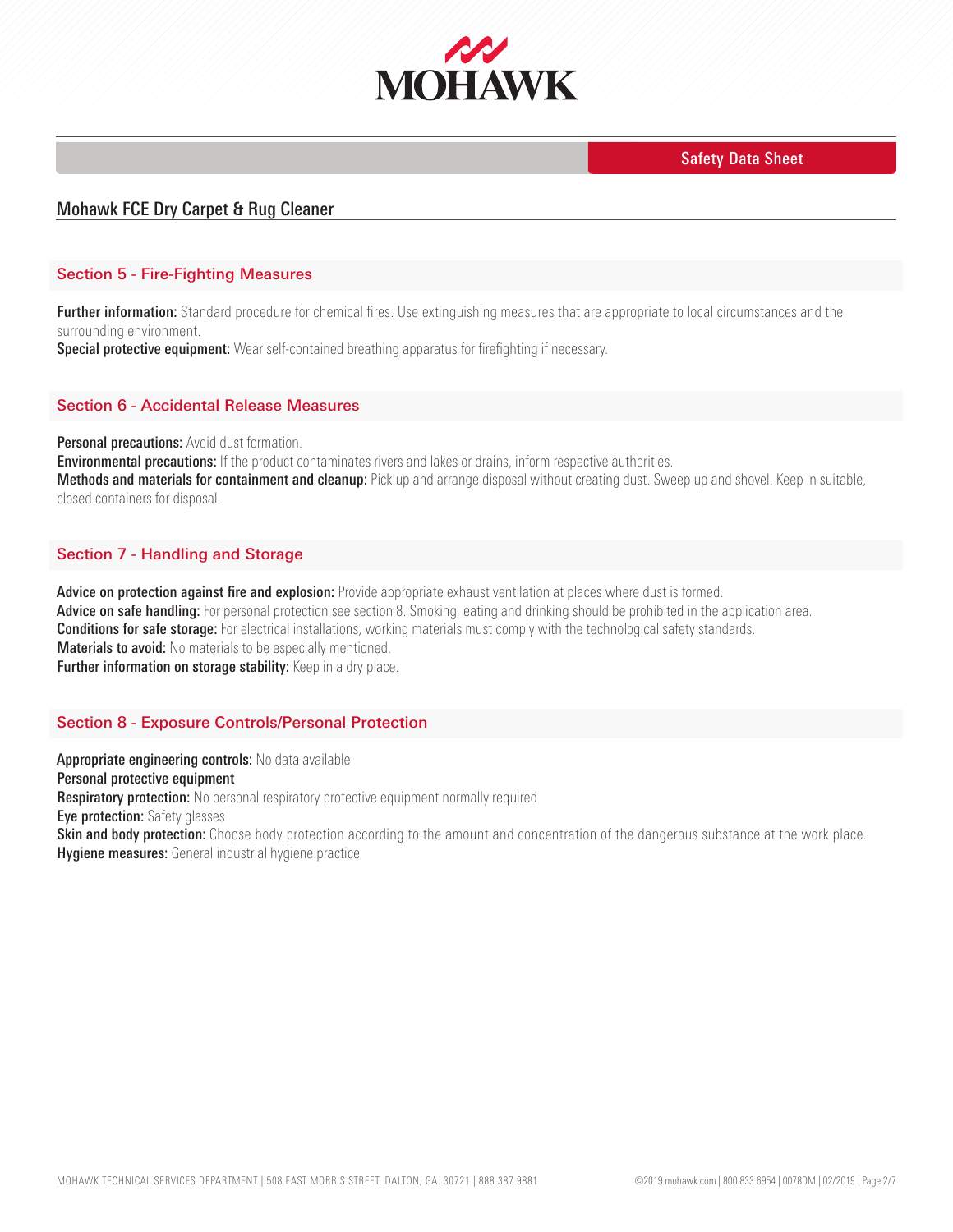## Section 5 - Fire-Fighting Measures

**Further information:** Standard procedure for chemical fires. Use extinguishing measures that are appropriate to local circumstances and the surrounding environment.
**Special protective equipment:** Wear self-contained breathing apparatus for firefighting if necessary.

## Section 6 - Accidental Release Measures

**Personal precautions:** Avoid dust formation.
**Environmental precautions:** If the product contaminates rivers and lakes or drains, inform respective authorities.
**Methods and materials for containment and cleanup:** Pick up and arrange disposal without creating dust. Sweep up and shovel. Keep in suitable, closed containers for disposal.

## Section 7 - Handling and Storage

**Advice on protection against fire and explosion:** Provide appropriate exhaust ventilation at places where dust is formed.
**Advice on safe handling:** For personal protection see section 8. Smoking, eating and drinking should be prohibited in the application area.
**Conditions for safe storage:** For electrical installations, working materials must comply with the technological safety standards.
**Materials to avoid:** No materials to be especially mentioned.
**Further information on storage stability:** Keep in a dry place.

## Section 8 - Exposure Controls/Personal Protection

**Appropriate engineering controls:** No data available
**Personal protective equipment**
**Respiratory protection:** No personal respiratory protective equipment normally required
**Eye protection:** Safety glasses
**Skin and body protection:** Choose body protection according to the amount and concentration of the dangerous substance at the work place.
**Hygiene measures:** General industrial hygiene practice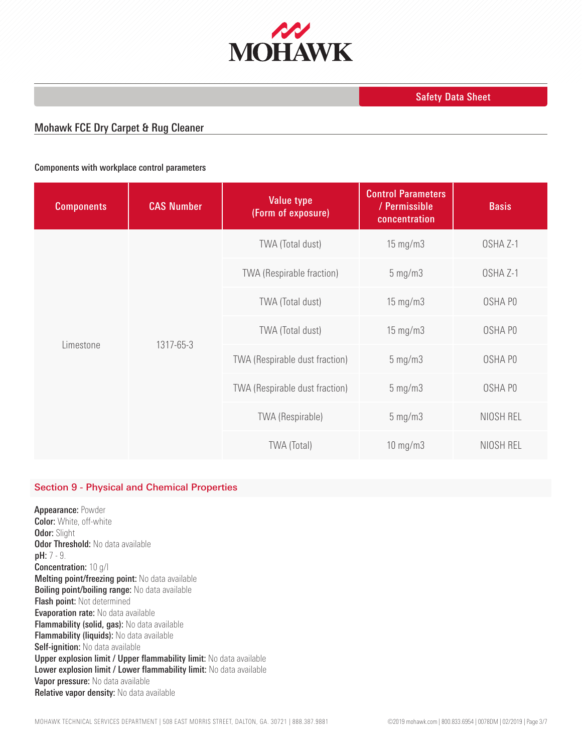## Mohawk FCE Dry Carpet & Rug Cleaner

#### Components with workplace control parameters

| Components | CAS Number | Value type (Form of exposure) | Control Parameters / Permissible concentration | Basis |
|---|---|---|---|---|
| Limestone | 1317-65-3 | TWA (Total dust) | 15 mg/m3 | OSHA Z-1 |
| | | TWA (Respirable fraction) | 5 mg/m3 | OSHA Z-1 |
| | | TWA (Total dust) | 15 mg/m3 | OSHA P0 |
| | | TWA (Total dust) | 15 mg/m3 | OSHA P0 |
| | | TWA (Respirable dust fraction) | 5 mg/m3 | OSHA P0 |
| | | TWA (Respirable dust fraction) | 5 mg/m3 | OSHA P0 |
| | | TWA (Respirable) | 5 mg/m3 | NIOSH REL |
| | | TWA (Total) | 10 mg/m3 | NIOSH REL |

### Section 9 - Physical and Chemical Properties

**Appearance:** Powder
**Color:** White, off-white
**Odor:** Slight
**Odor Threshold:** No data available
**pH:** 7 - 9.
**Concentration:** 10 g/l
**Melting point/freezing point:** No data available
**Boiling point/boiling range:** No data available
**Flash point:** Not determined
**Evaporation rate:** No data available
**Flammability (solid, gas):** No data available
**Flammability (liquids):** No data available
**Self-ignition:** No data available
**Upper explosion limit / Upper flammability limit:** No data available
**Lower explosion limit / Lower flammability limit:** No data available
**Vapor pressure:** No data available
**Relative vapor density:** No data available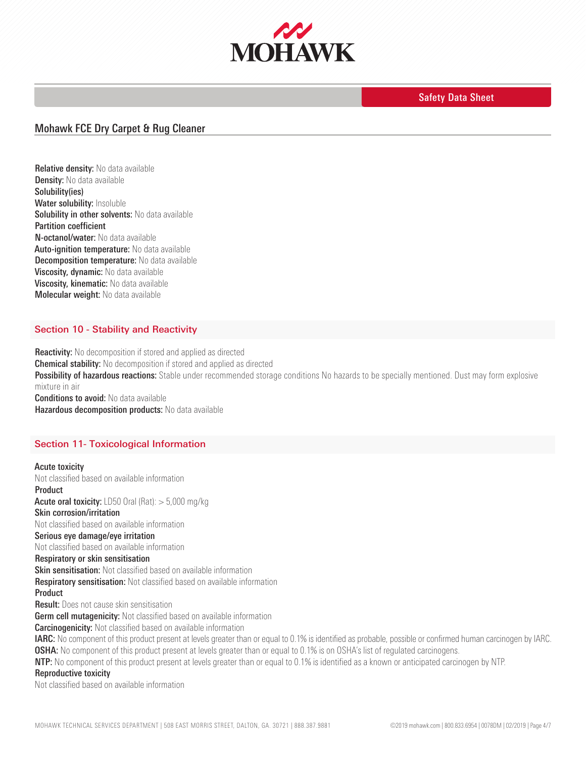Relative density: No data available
Density: No data available
Solubility(ies)
Water solubility: Insoluble
Solubility in other solvents: No data available
Partition coefficient
N-octanol/water: No data available
Auto-ignition temperature: No data available
Decomposition temperature: No data available
Viscosity, dynamic: No data available
Viscosity, kinematic: No data available
Molecular weight: No data available

## Section 10 - Stability and Reactivity

**Reactivity:** No decomposition if stored and applied as directed
**Chemical stability:** No decomposition if stored and applied as directed
**Possibility of hazardous reactions:** Stable under recommended storage conditions No hazards to be specially mentioned. Dust may form explosive mixture in air
**Conditions to avoid:** No data available
**Hazardous decomposition products:** No data available

## Section 11- Toxicological Information

**Acute toxicity**
Not classified based on available information
**Product**
**Acute oral toxicity:** LD50 Oral (Rat): > 5,000 mg/kg
**Skin corrosion/irritation**
Not classified based on available information
**Serious eye damage/eye irritation**
Not classified based on available information
**Respiratory or skin sensitisation**
**Skin sensitisation:** Not classified based on available information
**Respiratory sensitisation:** Not classified based on available information
**Product**
**Result:** Does not cause skin sensitisation
**Germ cell mutagenicity:** Not classified based on available information
**Carcinogenicity:** Not classified based on available information
**IARC:** No component of this product present at levels greater than or equal to 0.1% is identified as probable, possible or confirmed human carcinogen by IARC.
**OSHA:** No component of this product present at levels greater than or equal to 0.1% is on OSHA's list of regulated carcinogens.
**NTP:** No component of this product present at levels greater than or equal to 0.1% is identified as a known or anticipated carcinogen by NTP.
**Reproductive toxicity**
Not classified based on available information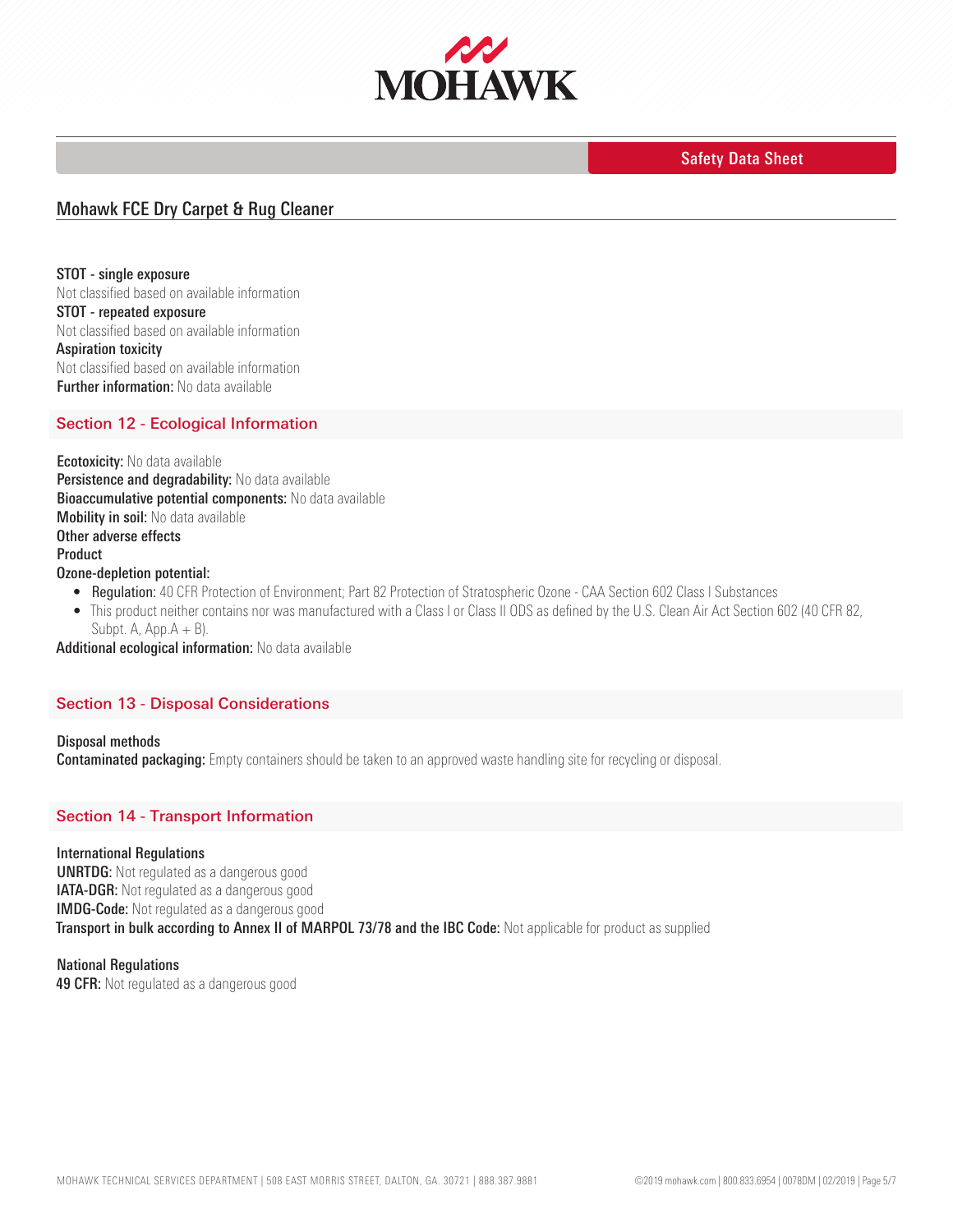# Mohawk FCE Dry Carpet & Rug Cleaner

**STOT - single exposure**
Not classified based on available information
**STOT - repeated exposure**
Not classified based on available information
**Aspiration toxicity**
Not classified based on available information
**Further information:** No data available

## Section 12 - Ecological Information

**Ecotoxicity:** No data available
**Persistence and degradability:** No data available
**Bioaccumulative potential components:** No data available
**Mobility in soil:** No data available
**Other adverse effects**
**Product**
**Ozone-depletion potential:**

- **Regulation:** 40 CFR Protection of Environment; Part 82 Protection of Stratospheric Ozone - CAA Section 602 Class I Substances
- This product neither contains nor was manufactured with a Class I or Class II ODS as defined by the U.S. Clean Air Act Section 602 (40 CFR 82, Subpt. A, App.A + B).

**Additional ecological information:** No data available

## Section 13 - Disposal Considerations

**Disposal methods**
**Contaminated packaging:** Empty containers should be taken to an approved waste handling site for recycling or disposal.

## Section 14 - Transport Information

**International Regulations**
**UNRTDG:** Not regulated as a dangerous good
**IATA-DGR:** Not regulated as a dangerous good
**IMDG-Code:** Not regulated as a dangerous good
**Transport in bulk according to Annex II of MARPOL 73/78 and the IBC Code:** Not applicable for product as supplied

**National Regulations**
**49 CFR:** Not regulated as a dangerous good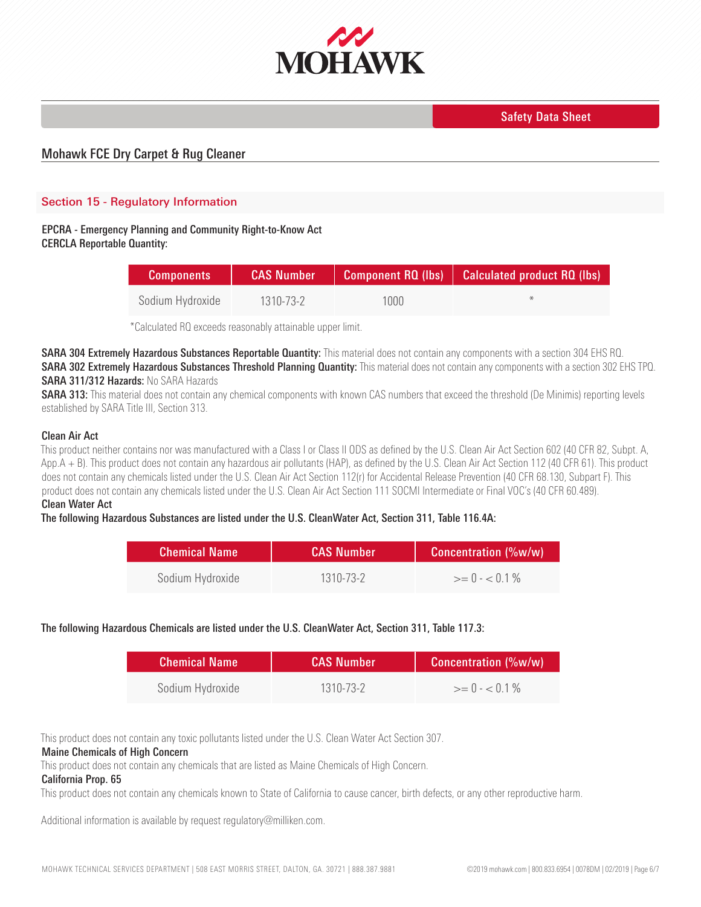# Mohawk FCE Dry Carpet & Rug Cleaner

## Section 15 - Regulatory Information

**EPCRA - Emergency Planning and Community Right-to-Know Act**
**CERCLA Reportable Quantity:**

| Components | CAS Number | Component RQ (lbs) | Calculated product RQ (lbs) |
|---|---|---|---|
| Sodium Hydroxide | 1310-73-2 | 1000 | * |

*Calculated RQ exceeds reasonably attainable upper limit.

**SARA 304 Extremely Hazardous Substances Reportable Quantity:** This material does not contain any components with a section 304 EHS RQ.
**SARA 302 Extremely Hazardous Substances Threshold Planning Quantity:** This material does not contain any components with a section 302 EHS TPQ.
**SARA 311/312 Hazards:** No SARA Hazards
**SARA 313:** This material does not contain any chemical components with known CAS numbers that exceed the threshold (De Minimis) reporting levels established by SARA Title III, Section 313.

**Clean Air Act**
This product neither contains nor was manufactured with a Class I or Class II ODS as defined by the U.S. Clean Air Act Section 602 (40 CFR 82, Subpt. A, App.A + B). This product does not contain any hazardous air pollutants (HAP), as defined by the U.S. Clean Air Act Section 112 (40 CFR 61). This product does not contain any chemicals listed under the U.S. Clean Air Act Section 112(r) for Accidental Release Prevention (40 CFR 68.130, Subpart F). This product does not contain any chemicals listed under the U.S. Clean Air Act Section 111 SOCMI Intermediate or Final VOC's (40 CFR 60.489).
**Clean Water Act**
**The following Hazardous Substances are listed under the U.S. CleanWater Act, Section 311, Table 116.4A:**

| Chemical Name | CAS Number | Concentration (%w/w) |
|---|---|---|
| Sodium Hydroxide | 1310-73-2 | >= 0 - < 0.1 % |

**The following Hazardous Chemicals are listed under the U.S. CleanWater Act, Section 311, Table 117.3:**

| Chemical Name | CAS Number | Concentration (%w/w) |
|---|---|---|
| Sodium Hydroxide | 1310-73-2 | >= 0 - < 0.1 % |

This product does not contain any toxic pollutants listed under the U.S. Clean Water Act Section 307.
**Maine Chemicals of High Concern**
This product does not contain any chemicals that are listed as Maine Chemicals of High Concern.
**California Prop. 65**
This product does not contain any chemicals known to State of California to cause cancer, birth defects, or any other reproductive harm.

Additional information is available by request regulatory@milliken.com.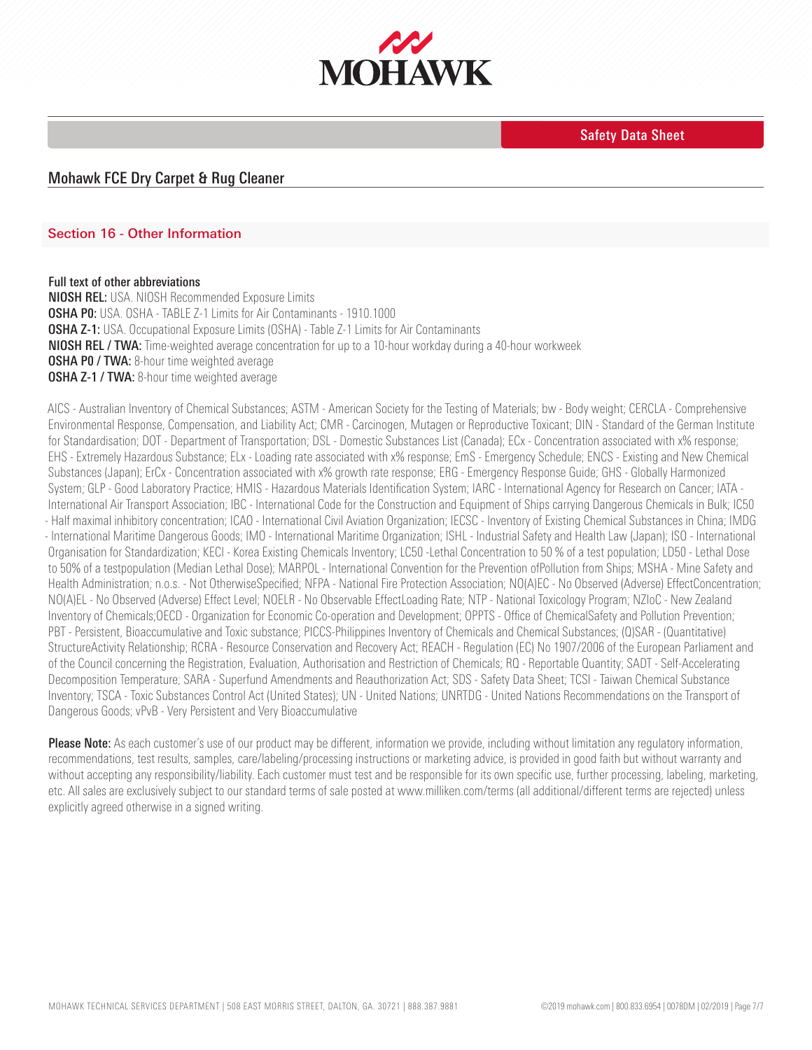Safety Data Sheet

## Mohawk FCE Dry Carpet & Rug Cleaner

## Section 16 - Other Information

### Full text of other abbreviations

**NIOSH REL:** USA. NIOSH Recommended Exposure Limits
**OSHA P0:** USA. OSHA - TABLE Z-1 Limits for Air Contaminants - 1910.1000
**OSHA Z-1:** USA. Occupational Exposure Limits (OSHA) - Table Z-1 Limits for Air Contaminants
**NIOSH REL / TWA:** Time-weighted average concentration for up to a 10-hour workday during a 40-hour workweek
**OSHA P0 / TWA:** 8-hour time weighted average
**OSHA Z-1 / TWA:** 8-hour time weighted average

AICS - Australian Inventory of Chemical Substances; ASTM - American Society for the Testing of Materials; bw - Body weight; CERCLA - Comprehensive Environmental Response, Compensation, and Liability Act; CMR - Carcinogen, Mutagen or Reproductive Toxicant; DIN - Standard of the German Institute for Standardisation; DOT - Department of Transportation; DSL - Domestic Substances List (Canada); ECx - Concentration associated with x% response; EHS - Extremely Hazardous Substance; ELx - Loading rate associated with x% response; EmS - Emergency Schedule; ENCS - Existing and New Chemical Substances (Japan); ErCx - Concentration associated with x% growth rate response; ERG - Emergency Response Guide; GHS - Globally Harmonized System; GLP - Good Laboratory Practice; HMIS - Hazardous Materials Identification System; IARC - International Agency for Research on Cancer; IATA - International Air Transport Association; IBC - International Code for the Construction and Equipment of Ships carrying Dangerous Chemicals in Bulk; IC50 - Half maximal inhibitory concentration; ICAO - International Civil Aviation Organization; IECSC - Inventory of Existing Chemical Substances in China; IMDG - International Maritime Dangerous Goods; IMO - International Maritime Organization; ISHL - Industrial Safety and Health Law (Japan); ISO - International Organisation for Standardization; KECI - Korea Existing Chemicals Inventory; LC50 -Lethal Concentration to 50 % of a test population; LD50 - Lethal Dose to 50% of a testpopulation (Median Lethal Dose); MARPOL - International Convention for the Prevention ofPollution from Ships; MSHA - Mine Safety and Health Administration; n.o.s. - Not OtherwiseSpecified; NFPA - National Fire Protection Association; NO(A)EC - No Observed (Adverse) EffectConcentration; NO(A)EL - No Observed (Adverse) Effect Level; NOELR - No Observable EffectLoading Rate; NTP - National Toxicology Program; NZIoC - New Zealand Inventory of Chemicals;OECD - Organization for Economic Co-operation and Development; OPPTS - Office of ChemicalSafety and Pollution Prevention; PBT - Persistent, Bioaccumulative and Toxic substance; PICCS-Philippines Inventory of Chemicals and Chemical Substances; (Q)SAR - (Quantitative) StructureActivity Relationship; RCRA - Resource Conservation and Recovery Act; REACH - Regulation (EC) No 1907/2006 of the European Parliament and of the Council concerning the Registration, Evaluation, Authorisation and Restriction of Chemicals; RQ - Reportable Quantity; SADT - Self-Accelerating Decomposition Temperature; SARA - Superfund Amendments and Reauthorization Act; SDS - Safety Data Sheet; TCSI - Taiwan Chemical Substance Inventory; TSCA - Toxic Substances Control Act (United States); UN - United Nations; UNRTDG - United Nations Recommendations on the Transport of Dangerous Goods; vPvB - Very Persistent and Very Bioaccumulative

**Please Note:** As each customer's use of our product may be different, information we provide, including without limitation any regulatory information, recommendations, test results, samples, care/labeling/processing instructions or marketing advice, is provided in good faith but without warranty and without accepting any responsibility/liability. Each customer must test and be responsible for its own specific use, further processing, labeling, marketing, etc. All sales are exclusively subject to our standard terms of sale posted at www.milliken.com/terms (all additional/different terms are rejected) unless explicitly agreed otherwise in a signed writing.